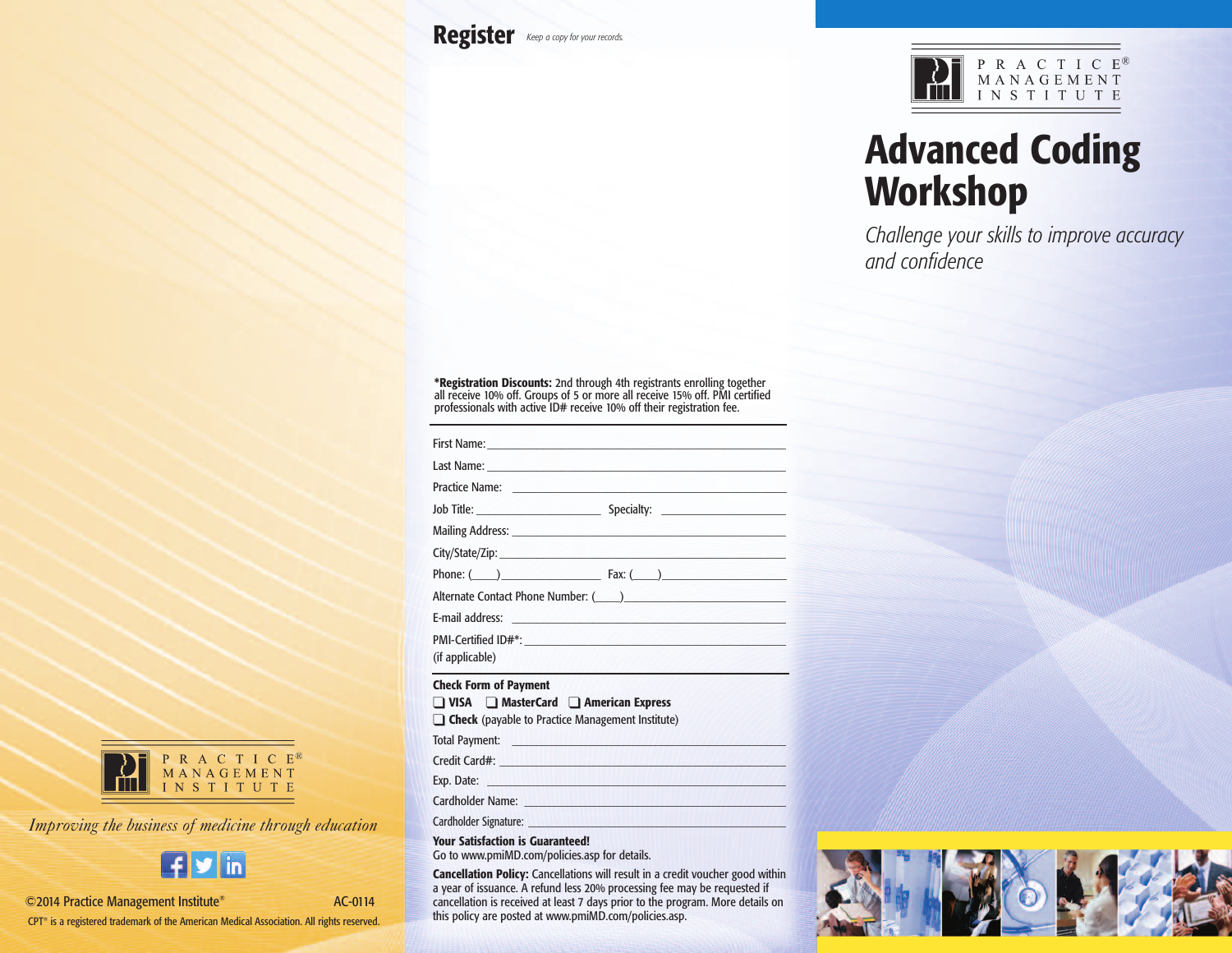PRACTICE® MANAGEMENT INSTITUTE

*Improving the business of medicine through education*

©2014 Practice Management Institute® AC-0114

CPT® is a registered trademark of the American Medical Association. All rights reserved.

## Register

*Keep a copy for your records.*

**\*Registration Discounts:** 2nd through 4th registrants enrolling together all receive 10% off. Groups of 5 or more all receive 15% off. PMI certified professionals with active ID# receive 10% off their registration fee.

First Name: ____________________

Last Name: ____________________

Practice Name: ____________________

Job Title: ____________ Specialty: ____________

Mailing Address: ____________________

City/State/Zip: ____________________

Phone: (____)__________ Fax: (____)__________

Alternate Contact Phone Number: (____)__________

E-mail address: ____________________

PMI-Certified ID#*: ____________________
(if applicable)

**Check Form of Payment**

❑ **VISA** ❑ **MasterCard** ❑ **American Express**

❑ **Check** (payable to Practice Management Institute)

Total Payment: ____________________

Credit Card#: ____________________

Exp. Date: ____________________

Cardholder Name: ____________________

Cardholder Signature: ____________________

**Your Satisfaction is Guaranteed!**
Go to www.pmiMD.com/policies.asp for details.

**Cancellation Policy:** Cancellations will result in a credit voucher good within a year of issuance. A refund less 20% processing fee may be requested if cancellation is received at least 7 days prior to the program. More details on this policy are posted at www.pmiMD.com/policies.asp.

PRACTICE® MANAGEMENT INSTITUTE

# Advanced Coding Workshop

*Challenge your skills to improve accuracy and confidence*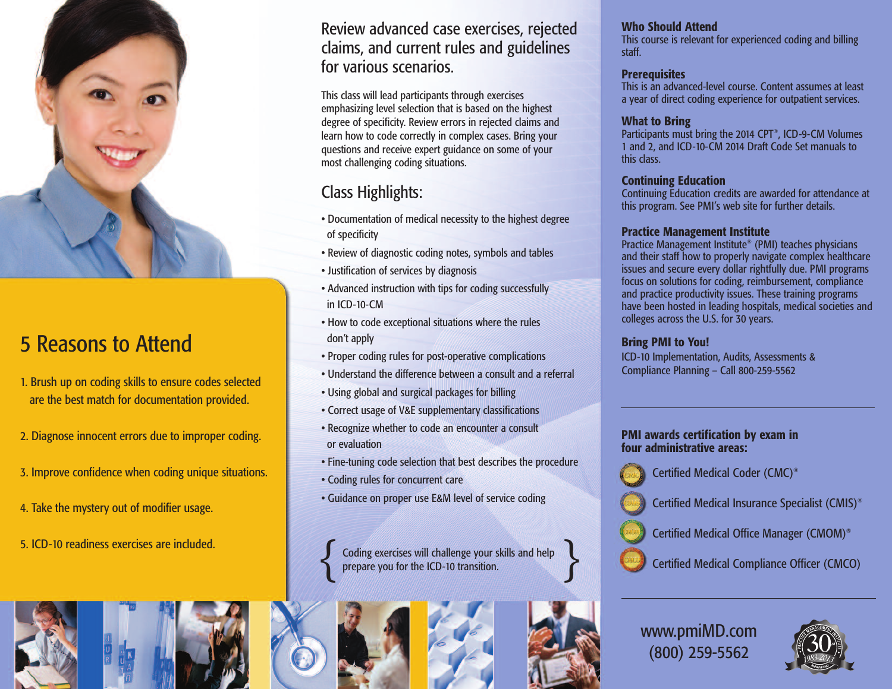## 5 Reasons to Attend

1. Brush up on coding skills to ensure codes selected are the best match for documentation provided.
2. Diagnose innocent errors due to improper coding.
3. Improve confidence when coding unique situations.
4. Take the mystery out of modifier usage.
5. ICD-10 readiness exercises are included.

# Review advanced case exercises, rejected claims, and current rules and guidelines for various scenarios.

This class will lead participants through exercises emphasizing level selection that is based on the highest degree of specificity. Review errors in rejected claims and learn how to code correctly in complex cases. Bring your questions and receive expert guidance on some of your most challenging coding situations.

## Class Highlights:

- Documentation of medical necessity to the highest degree of specificity
- Review of diagnostic coding notes, symbols and tables
- Justification of services by diagnosis
- Advanced instruction with tips for coding successfully in ICD-10-CM
- How to code exceptional situations where the rules don't apply
- Proper coding rules for post-operative complications
- Understand the difference between a consult and a referral
- Using global and surgical packages for billing
- Correct usage of V&E supplementary classifications
- Recognize whether to code an encounter a consult or evaluation
- Fine-tuning code selection that best describes the procedure
- Coding rules for concurrent care
- Guidance on proper use E&M level of service coding

{ Coding exercises will challenge your skills and help prepare you for the ICD-10 transition. }

### Who Should Attend

This course is relevant for experienced coding and billing staff.

### Prerequisites

This is an advanced-level course. Content assumes at least a year of direct coding experience for outpatient services.

### What to Bring

Participants must bring the 2014 CPT®, ICD-9-CM Volumes 1 and 2, and ICD-10-CM 2014 Draft Code Set manuals to this class.

### Continuing Education

Continuing Education credits are awarded for attendance at this program. See PMI's web site for further details.

### Practice Management Institute

Practice Management Institute® (PMI) teaches physicians and their staff how to properly navigate complex healthcare issues and secure every dollar rightfully due. PMI programs focus on solutions for coding, reimbursement, compliance and practice productivity issues. These training programs have been hosted in leading hospitals, medical societies and colleges across the U.S. for 30 years.

### Bring PMI to You!

ICD-10 Implementation, Audits, Assessments & Compliance Planning – Call 800-259-5562

---

### PMI awards certification by exam in four administrative areas:

- Certified Medical Coder (CMC)®
- Certified Medical Insurance Specialist (CMIS)®
- Certified Medical Office Manager (CMOM)®
- Certified Medical Compliance Officer (CMCO)

---

www.pmiMD.com
(800) 259-5562

Practice Management Institute 30 1983-2013 Anniversary